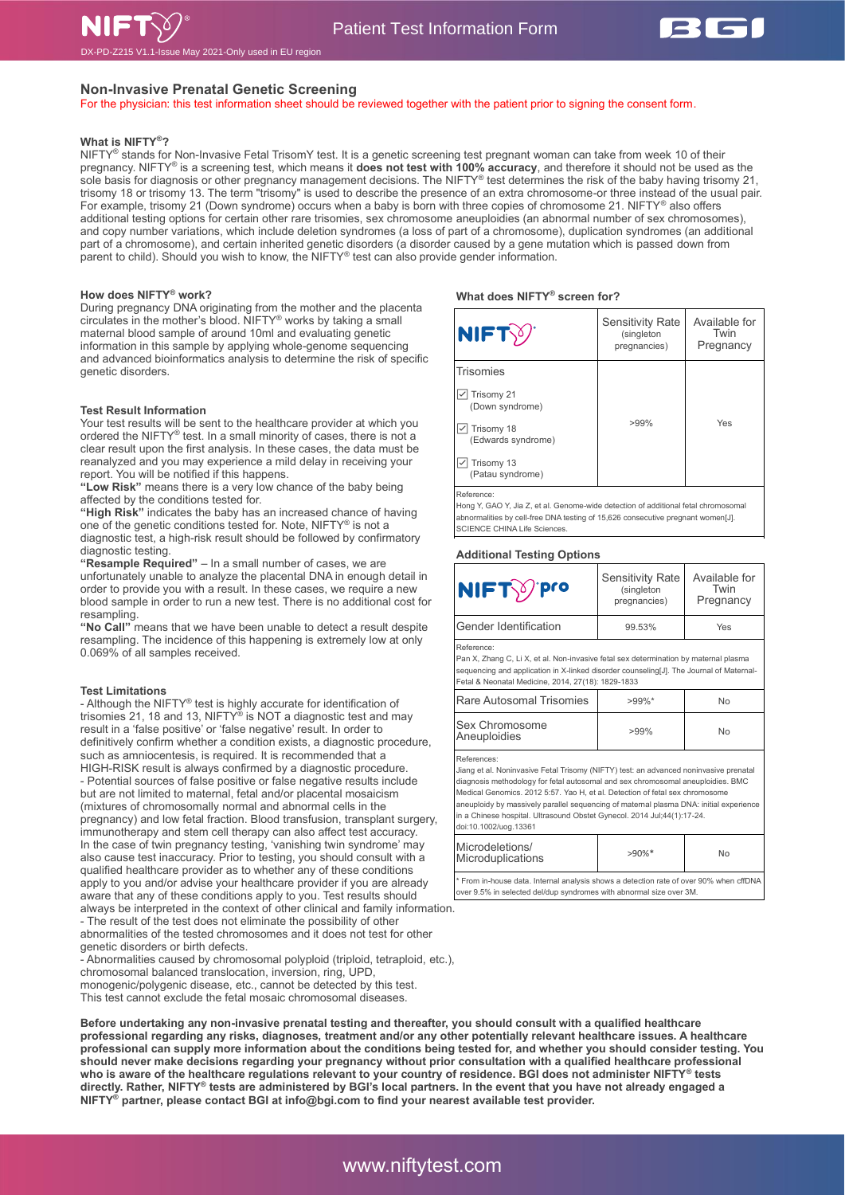# Patient Test Information Form

DX-PD-Z215 V1.1-Issue May 2021-Only used in EU region

## Non-Invasive Prenatal Genetic Screening

For the physician: this test information sheet should be reviewed together with the patient prior to signing the consent form.

### What is NIFTY®?

NIFTY® stands for Non-Invasive Fetal TrisomY test. It is a genetic screening test pregnant woman can take from week 10 of their pregnancy. NIFTY® is a screening test, which means it **does not test with 100% accuracy**, and therefore it should not be used as the sole basis for diagnosis or other pregnancy management decisions. The NIFTY® test determines the risk of the baby having trisomy 21, trisomy 18 or trisomy 13. The term "trisomy" is used to describe the presence of an extra chromosome-or three instead of the usual pair. For example, trisomy 21 (Down syndrome) occurs when a baby is born with three copies of chromosome 21. NIFTY® also offers additional testing options for certain other rare trisomies, sex chromosome aneuploidies (an abnormal number of sex chromosomes), and copy number variations, which include deletion syndromes (a loss of part of a chromosome), duplication syndromes (an additional part of a chromosome), and certain inherited genetic disorders (a disorder caused by a gene mutation which is passed down from parent to child). Should you wish to know, the NIFTY® test can also provide gender information.

### How does NIFTY® work?

During pregnancy DNA originating from the mother and the placenta circulates in the mother's blood. NIFTY® works by taking a small maternal blood sample of around 10ml and evaluating genetic information in this sample by applying whole-genome sequencing and advanced bioinformatics analysis to determine the risk of specific genetic disorders.

### Test Result Information

Your test results will be sent to the healthcare provider at which you ordered the NIFTY® test. In a small minority of cases, there is not a clear result upon the first analysis. In these cases, the data must be reanalyzed and you may experience a mild delay in receiving your report. You will be notified if this happens.

**"Low Risk"** means there is a very low chance of the baby being affected by the conditions tested for.

**"High Risk"** indicates the baby has an increased chance of having one of the genetic conditions tested for. Note, NIFTY® is not a diagnostic test, a high-risk result should be followed by confirmatory diagnostic testing.

**"Resample Required"** – In a small number of cases, we are unfortunately unable to analyze the placental DNA in enough detail in order to provide you with a result. In these cases, we require a new blood sample in order to run a new test. There is no additional cost for resampling.

**"No Call"** means that we have been unable to detect a result despite resampling. The incidence of this happening is extremely low at only 0.069% of all samples received.

### Test Limitations

- Although the NIFTY® test is highly accurate for identification of trisomies 21, 18 and 13, NIFTY® is NOT a diagnostic test and may result in a 'false positive' or 'false negative' result. In order to definitively confirm whether a condition exists, a diagnostic procedure, such as amniocentesis, is required. It is recommended that a HIGH-RISK result is always confirmed by a diagnostic procedure.
- Potential sources of false positive or false negative results include but are not limited to maternal, fetal and/or placental mosaicism (mixtures of chromosomally normal and abnormal cells in the pregnancy) and low fetal fraction. Blood transfusion, transplant surgery, immunotherapy and stem cell therapy can also affect test accuracy. In the case of twin pregnancy testing, 'vanishing twin syndrome' may also cause test inaccuracy. Prior to testing, you should consult with a qualified healthcare provider as to whether any of these conditions apply to you and/or advise your healthcare provider if you are already aware that any of these conditions apply to you. Test results should always be interpreted in the context of other clinical and family information.
- The result of the test does not eliminate the possibility of other abnormalities of the tested chromosomes and it does not test for other genetic disorders or birth defects.
- Abnormalities caused by chromosomal polyploid (triploid, tetraploid, etc.), chromosomal balanced translocation, inversion, ring, UPD, monogenic/polygenic disease, etc., cannot be detected by this test. This test cannot exclude the fetal mosaic chromosomal diseases.

### What does NIFTY® screen for?

| NIFTY® | Sensitivity Rate (singleton pregnancies) | Available for Twin Pregnancy |
|---|---|---|
| **Trisomies**<br>☑ Trisomy 21 (Down syndrome)<br>☑ Trisomy 18 (Edwards syndrome)<br>☑ Trisomy 13 (Patau syndrome) | >99% | Yes |

Reference:
Hong Y, GAO Y, Jia Z, et al. Genome-wide detection of additional fetal chromosomal abnormalities by cell-free DNA testing of 15,626 consecutive pregnant women[J]. SCIENCE CHINA Life Sciences.

### Additional Testing Options

| NIFTY® pro | Sensitivity Rate (singleton pregnancies) | Available for Twin Pregnancy |
|---|---|---|
| Gender Identification | 99.53% | Yes |
| Rare Autosomal Trisomies | >99%* | No |
| Sex Chromosome Aneuploidies | >99% | No |
| Microdeletions/ Microduplications | >90%* | No |

Reference (Gender Identification):
Pan X, Zhang C, Li X, et al. Non-invasive fetal sex determination by maternal plasma sequencing and application in X-linked disorder counseling[J]. The Journal of Maternal-Fetal & Neonatal Medicine, 2014, 27(18): 1829-1833

References (Rare Autosomal Trisomies, Sex Chromosome Aneuploidies):
Jiang et al. Noninvasive Fetal Trisomy (NIFTY) test: an advanced noninvasive prenatal diagnosis methodology for fetal autosomal and sex chromosomal aneuploidies. BMC Medical Genomics. 2012 5:57. Yao H, et al. Detection of fetal sex chromosome aneuploidy by massively parallel sequencing of maternal plasma DNA: initial experience in a Chinese hospital. Ultrasound Obstet Gynecol. 2014 Jul;44(1):17-24. doi:10.1002/uog.13361

\* From in-house data. Internal analysis shows a detection rate of over 90% when cffDNA over 9.5% in selected del/dup syndromes with abnormal size over 3M.

**Before undertaking any non-invasive prenatal testing and thereafter, you should consult with a qualified healthcare professional regarding any risks, diagnoses, treatment and/or any other potentially relevant healthcare issues. A healthcare professional can supply more information about the conditions being tested for, and whether you should consider testing. You should never make decisions regarding your pregnancy without prior consultation with a qualified healthcare professional who is aware of the healthcare regulations relevant to your country of residence. BGI does not administer NIFTY® tests directly. Rather, NIFTY® tests are administered by BGI's local partners. In the event that you have not already engaged a NIFTY® partner, please contact BGI at info@bgi.com to find your nearest available test provider.**

www.niftytest.com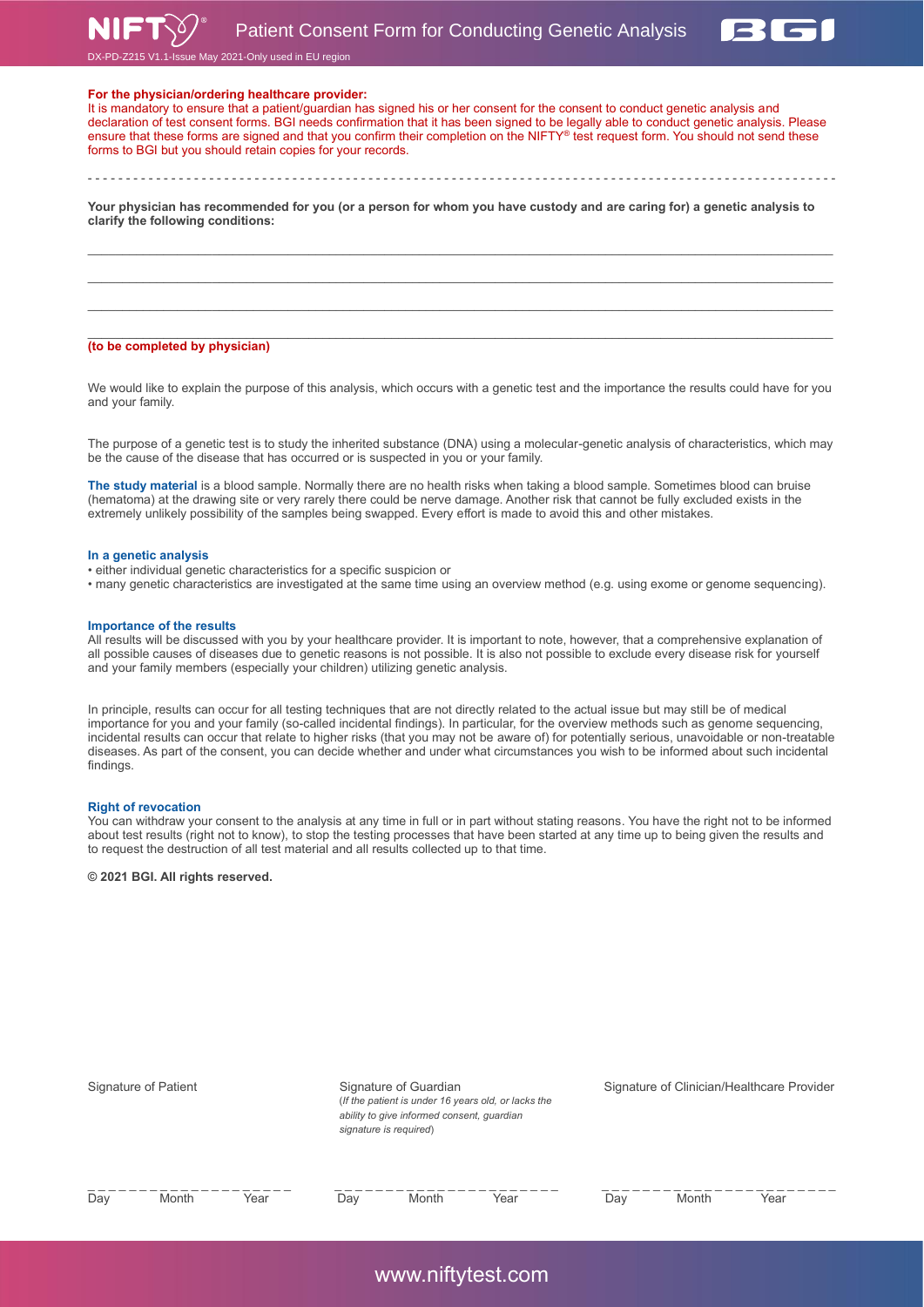# Patient Consent Form for Conducting Genetic Analysis

DX-PD-Z215 V1.1-Issue May 2021-Only used in EU region

**For the physician/ordering healthcare provider:**
It is mandatory to ensure that a patient/guardian has signed his or her consent for the consent to conduct genetic analysis and declaration of test consent forms. BGI needs confirmation that it has been signed to be legally able to conduct genetic analysis. Please ensure that these forms are signed and that you confirm their completion on the NIFTY® test request form. You should not send these forms to BGI but you should retain copies for your records.

---

**Your physician has recommended for you (or a person for whom you have custody and are caring for) a genetic analysis to clarify the following conditions:**

\_\_\_\_\_\_\_\_\_\_\_\_\_\_\_\_\_\_\_\_\_\_\_\_\_\_\_\_\_\_\_\_\_\_\_\_\_\_\_\_\_\_\_\_\_\_\_\_\_\_\_\_\_\_\_\_\_\_\_\_\_\_\_\_\_\_\_\_\_\_\_\_\_\_\_\_

\_\_\_\_\_\_\_\_\_\_\_\_\_\_\_\_\_\_\_\_\_\_\_\_\_\_\_\_\_\_\_\_\_\_\_\_\_\_\_\_\_\_\_\_\_\_\_\_\_\_\_\_\_\_\_\_\_\_\_\_\_\_\_\_\_\_\_\_\_\_\_\_\_\_\_\_

\_\_\_\_\_\_\_\_\_\_\_\_\_\_\_\_\_\_\_\_\_\_\_\_\_\_\_\_\_\_\_\_\_\_\_\_\_\_\_\_\_\_\_\_\_\_\_\_\_\_\_\_\_\_\_\_\_\_\_\_\_\_\_\_\_\_\_\_\_\_\_\_\_\_\_\_

\_\_\_\_\_\_\_\_\_\_\_\_\_\_\_\_\_\_\_\_\_\_\_\_\_\_\_\_\_\_\_\_\_\_\_\_\_\_\_\_\_\_\_\_\_\_\_\_\_\_\_\_\_\_\_\_\_\_\_\_\_\_\_\_\_\_\_\_\_\_\_\_\_\_\_\_

**(to be completed by physician)**

We would like to explain the purpose of this analysis, which occurs with a genetic test and the importance the results could have for you and your family.

The purpose of a genetic test is to study the inherited substance (DNA) using a molecular-genetic analysis of characteristics, which may be the cause of the disease that has occurred or is suspected in you or your family.

**The study material** is a blood sample. Normally there are no health risks when taking a blood sample. Sometimes blood can bruise (hematoma) at the drawing site or very rarely there could be nerve damage. Another risk that cannot be fully excluded exists in the extremely unlikely possibility of the samples being swapped. Every effort is made to avoid this and other mistakes.

### In a genetic analysis

- either individual genetic characteristics for a specific suspicion or
- many genetic characteristics are investigated at the same time using an overview method (e.g. using exome or genome sequencing).

### Importance of the results

All results will be discussed with you by your healthcare provider. It is important to note, however, that a comprehensive explanation of all possible causes of diseases due to genetic reasons is not possible. It is also not possible to exclude every disease risk for yourself and your family members (especially your children) utilizing genetic analysis.

In principle, results can occur for all testing techniques that are not directly related to the actual issue but may still be of medical importance for you and your family (so-called incidental findings). In particular, for the overview methods such as genome sequencing, incidental results can occur that relate to higher risks (that you may not be aware of) for potentially serious, unavoidable or non-treatable diseases. As part of the consent, you can decide whether and under what circumstances you wish to be informed about such incidental findings.

### Right of revocation

You can withdraw your consent to the analysis at any time in full or in part without stating reasons. You have the right not to be informed about test results (right not to know), to stop the testing processes that have been started at any time up to being given the results and to request the destruction of all test material and all results collected up to that time.

**© 2021 BGI. All rights reserved.**

| Signature of Patient | Signature of Guardian (*If the patient is under 16 years old, or lacks the ability to give informed consent, guardian signature is required*) | Signature of Clinician/Healthcare Provider |
|---|---|---|
| \_\_\_\_\_\_\_\_\_\_\_\_\_\_\_\_\_\_\_\_ | \_\_\_\_\_\_\_\_\_\_\_\_\_\_\_\_\_\_\_\_ | \_\_\_\_\_\_\_\_\_\_\_\_\_\_\_\_\_\_\_\_ |
| Day Month Year | Day Month Year | Day Month Year |

www.niftytest.com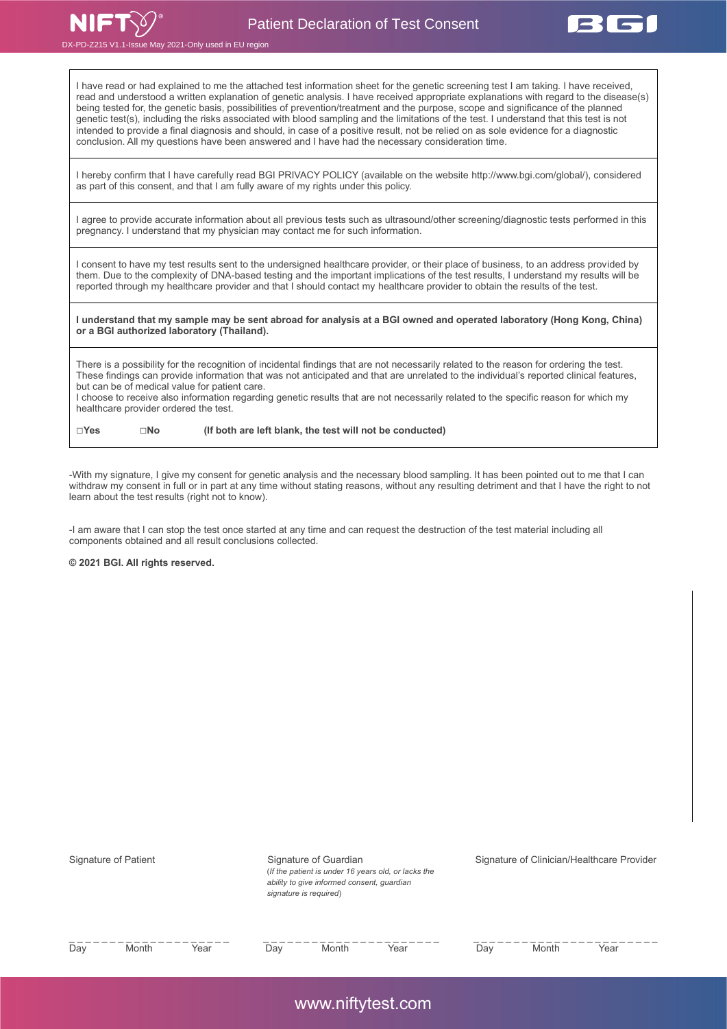# Patient Declaration of Test Consent

DX-PD-Z215 V1.1-Issue May 2021-Only used in EU region

I have read or had explained to me the attached test information sheet for the genetic screening test I am taking. I have received, read and understood a written explanation of genetic analysis. I have received appropriate explanations with regard to the disease(s) being tested for, the genetic basis, possibilities of prevention/treatment and the purpose, scope and significance of the planned genetic test(s), including the risks associated with blood sampling and the limitations of the test. I understand that this test is not intended to provide a final diagnosis and should, in case of a positive result, not be relied on as sole evidence for a diagnostic conclusion. All my questions have been answered and I have had the necessary consideration time.

I hereby confirm that I have carefully read BGI PRIVACY POLICY (available on the website http://www.bgi.com/global/), considered as part of this consent, and that I am fully aware of my rights under this policy.

I agree to provide accurate information about all previous tests such as ultrasound/other screening/diagnostic tests performed in this pregnancy. I understand that my physician may contact me for such information.

I consent to have my test results sent to the undersigned healthcare provider, or their place of business, to an address provided by them. Due to the complexity of DNA-based testing and the important implications of the test results, I understand my results will be reported through my healthcare provider and that I should contact my healthcare provider to obtain the results of the test.

**I understand that my sample may be sent abroad for analysis at a BGI owned and operated laboratory (Hong Kong, China) or a BGI authorized laboratory (Thailand).**

There is a possibility for the recognition of incidental findings that are not necessarily related to the reason for ordering the test. These findings can provide information that was not anticipated and that are unrelated to the individual's reported clinical features, but can be of medical value for patient care.
I choose to receive also information regarding genetic results that are not necessarily related to the specific reason for which my healthcare provider ordered the test.

**□Yes □No (If both are left blank, the test will not be conducted)**

-With my signature, I give my consent for genetic analysis and the necessary blood sampling. It has been pointed out to me that I can withdraw my consent in full or in part at any time without stating reasons, without any resulting detriment and that I have the right to not learn about the test results (right not to know).

-I am aware that I can stop the test once started at any time and can request the destruction of the test material including all components obtained and all result conclusions collected.

**© 2021 BGI. All rights reserved.**

| Signature of Patient | Signature of Guardian<br>(*If the patient is under 16 years old, or lacks the ability to give informed consent, guardian signature is required*) | Signature of Clinician/Healthcare Provider |
| --- | --- | --- |
| Day Month Year | Day Month Year | Day Month Year |

www.niftytest.com